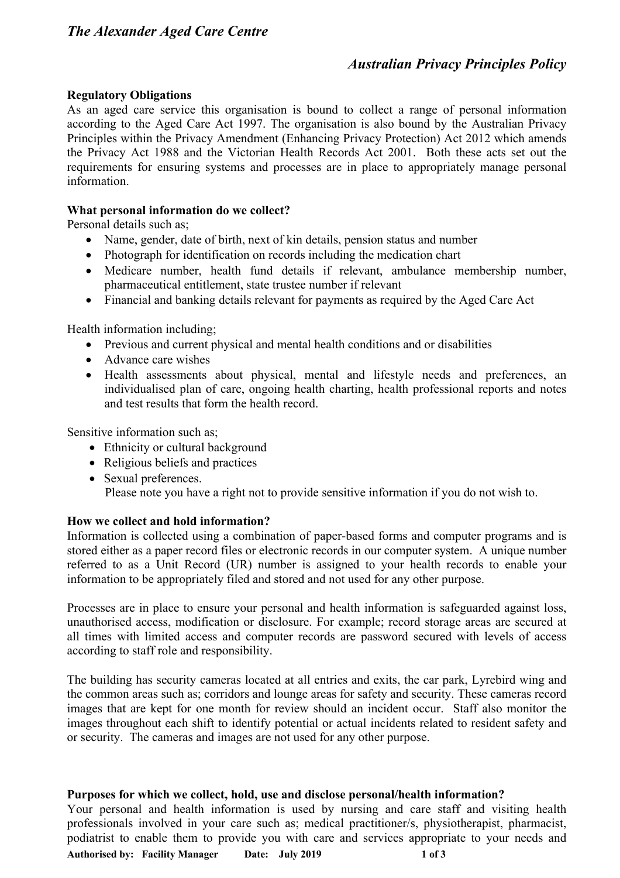# The Alexander Aged Care Centre

## Australian Privacy Principles Policy

**Regulatory Obligations**

As an aged care service this organisation is bound to collect a range of personal information according to the Aged Care Act 1997. The organisation is also bound by the Australian Privacy Principles within the Privacy Amendment (Enhancing Privacy Protection) Act 2012 which amends the Privacy Act 1988 and the Victorian Health Records Act 2001. Both these acts set out the requirements for ensuring systems and processes are in place to appropriately manage personal information.

**What personal information do we collect?**

Personal details such as;

- Name, gender, date of birth, next of kin details, pension status and number
- Photograph for identification on records including the medication chart
- Medicare number, health fund details if relevant, ambulance membership number, pharmaceutical entitlement, state trustee number if relevant
- Financial and banking details relevant for payments as required by the Aged Care Act

Health information including;

- Previous and current physical and mental health conditions and or disabilities
- Advance care wishes
- Health assessments about physical, mental and lifestyle needs and preferences, an individualised plan of care, ongoing health charting, health professional reports and notes and test results that form the health record.

Sensitive information such as;

- Ethnicity or cultural background
- Religious beliefs and practices
- Sexual preferences.
  Please note you have a right not to provide sensitive information if you do not wish to.

**How we collect and hold information?**

Information is collected using a combination of paper-based forms and computer programs and is stored either as a paper record files or electronic records in our computer system. A unique number referred to as a Unit Record (UR) number is assigned to your health records to enable your information to be appropriately filed and stored and not used for any other purpose.

Processes are in place to ensure your personal and health information is safeguarded against loss, unauthorised access, modification or disclosure. For example; record storage areas are secured at all times with limited access and computer records are password secured with levels of access according to staff role and responsibility.

The building has security cameras located at all entries and exits, the car park, Lyrebird wing and the common areas such as; corridors and lounge areas for safety and security. These cameras record images that are kept for one month for review should an incident occur. Staff also monitor the images throughout each shift to identify potential or actual incidents related to resident safety and or security. The cameras and images are not used for any other purpose.

**Purposes for which we collect, hold, use and disclose personal/health information?**

Your personal and health information is used by nursing and care staff and visiting health professionals involved in your care such as; medical practitioner/s, physiotherapist, pharmacist, podiatrist to enable them to provide you with care and services appropriate to your needs and

**Authorised by: Facility Manager Date: July 2019**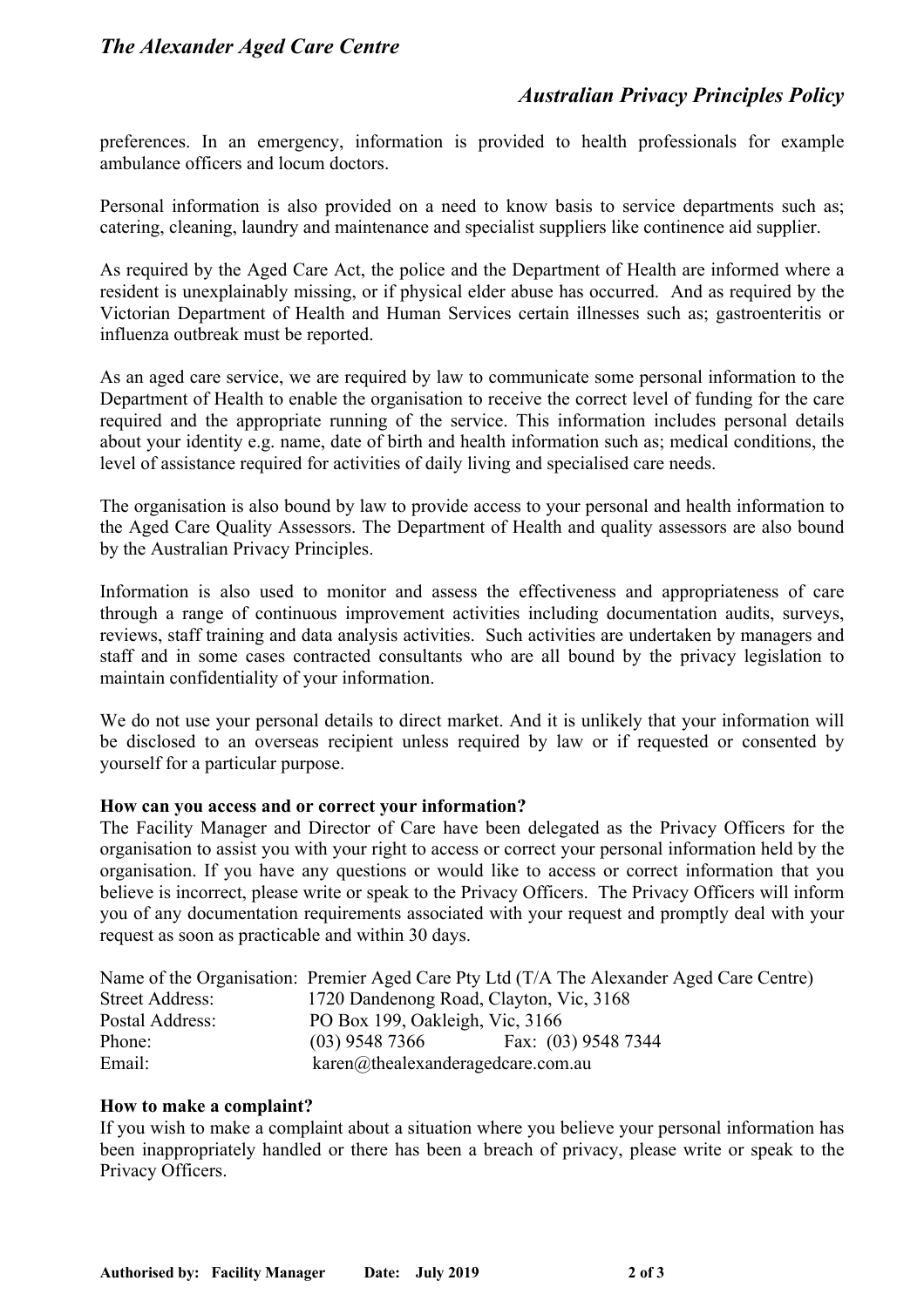preferences. In an emergency, information is provided to health professionals for example ambulance officers and locum doctors.

Personal information is also provided on a need to know basis to service departments such as; catering, cleaning, laundry and maintenance and specialist suppliers like continence aid supplier.

As required by the Aged Care Act, the police and the Department of Health are informed where a resident is unexplainably missing, or if physical elder abuse has occurred. And as required by the Victorian Department of Health and Human Services certain illnesses such as; gastroenteritis or influenza outbreak must be reported.

As an aged care service, we are required by law to communicate some personal information to the Department of Health to enable the organisation to receive the correct level of funding for the care required and the appropriate running of the service. This information includes personal details about your identity e.g. name, date of birth and health information such as; medical conditions, the level of assistance required for activities of daily living and specialised care needs.

The organisation is also bound by law to provide access to your personal and health information to the Aged Care Quality Assessors. The Department of Health and quality assessors are also bound by the Australian Privacy Principles.

Information is also used to monitor and assess the effectiveness and appropriateness of care through a range of continuous improvement activities including documentation audits, surveys, reviews, staff training and data analysis activities. Such activities are undertaken by managers and staff and in some cases contracted consultants who are all bound by the privacy legislation to maintain confidentiality of your information.

We do not use your personal details to direct market. And it is unlikely that your information will be disclosed to an overseas recipient unless required by law or if requested or consented by yourself for a particular purpose.

**How can you access and or correct your information?**

The Facility Manager and Director of Care have been delegated as the Privacy Officers for the organisation to assist you with your right to access or correct your personal information held by the organisation. If you have any questions or would like to access or correct information that you believe is incorrect, please write or speak to the Privacy Officers. The Privacy Officers will inform you of any documentation requirements associated with your request and promptly deal with your request as soon as practicable and within 30 days.

Name of the Organisation: Premier Aged Care Pty Ltd (T/A The Alexander Aged Care Centre)
Street Address: 1720 Dandenong Road, Clayton, Vic, 3168
Postal Address: PO Box 199, Oakleigh, Vic, 3166
Phone: (03) 9548 7366 Fax: (03) 9548 7344
Email: karen@thealexanderagedcare.com.au

**How to make a complaint?**

If you wish to make a complaint about a situation where you believe your personal information has been inappropriately handled or there has been a breach of privacy, please write or speak to the Privacy Officers.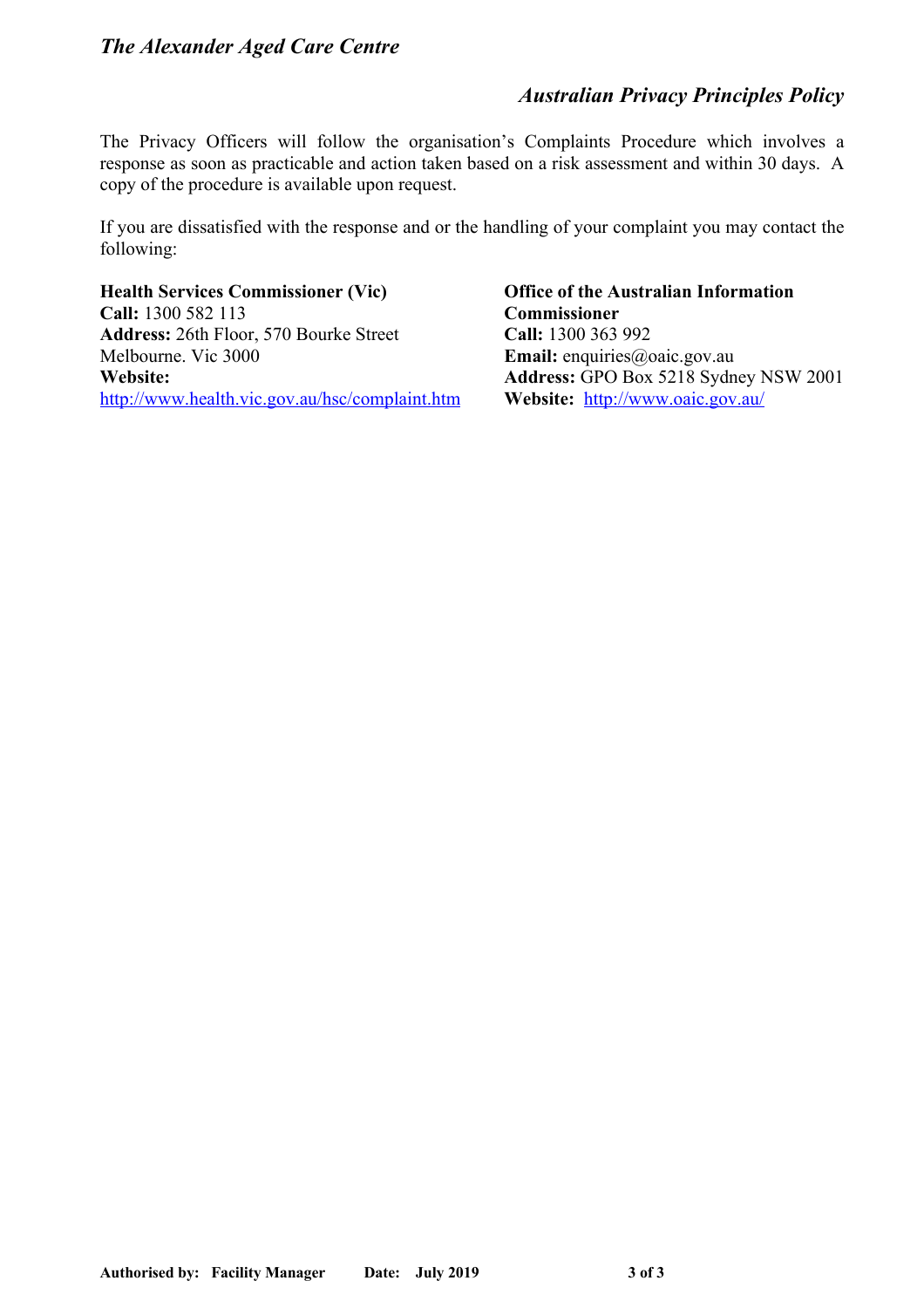The Privacy Officers will follow the organisation's Complaints Procedure which involves a response as soon as practicable and action taken based on a risk assessment and within 30 days. A copy of the procedure is available upon request.

If you are dissatisfied with the response and or the handling of your complaint you may contact the following:

**Health Services Commissioner (Vic)**
**Call:** 1300 582 113
**Address:** 26th Floor, 570 Bourke Street Melbourne. Vic 3000
**Website:** http://www.health.vic.gov.au/hsc/complaint.htm

**Office of the Australian Information Commissioner**
**Call:** 1300 363 992
**Email:** enquiries@oaic.gov.au
**Address:** GPO Box 5218 Sydney NSW 2001
**Website:** http://www.oaic.gov.au/

**Authorised by: Facility Manager Date: July 2019**